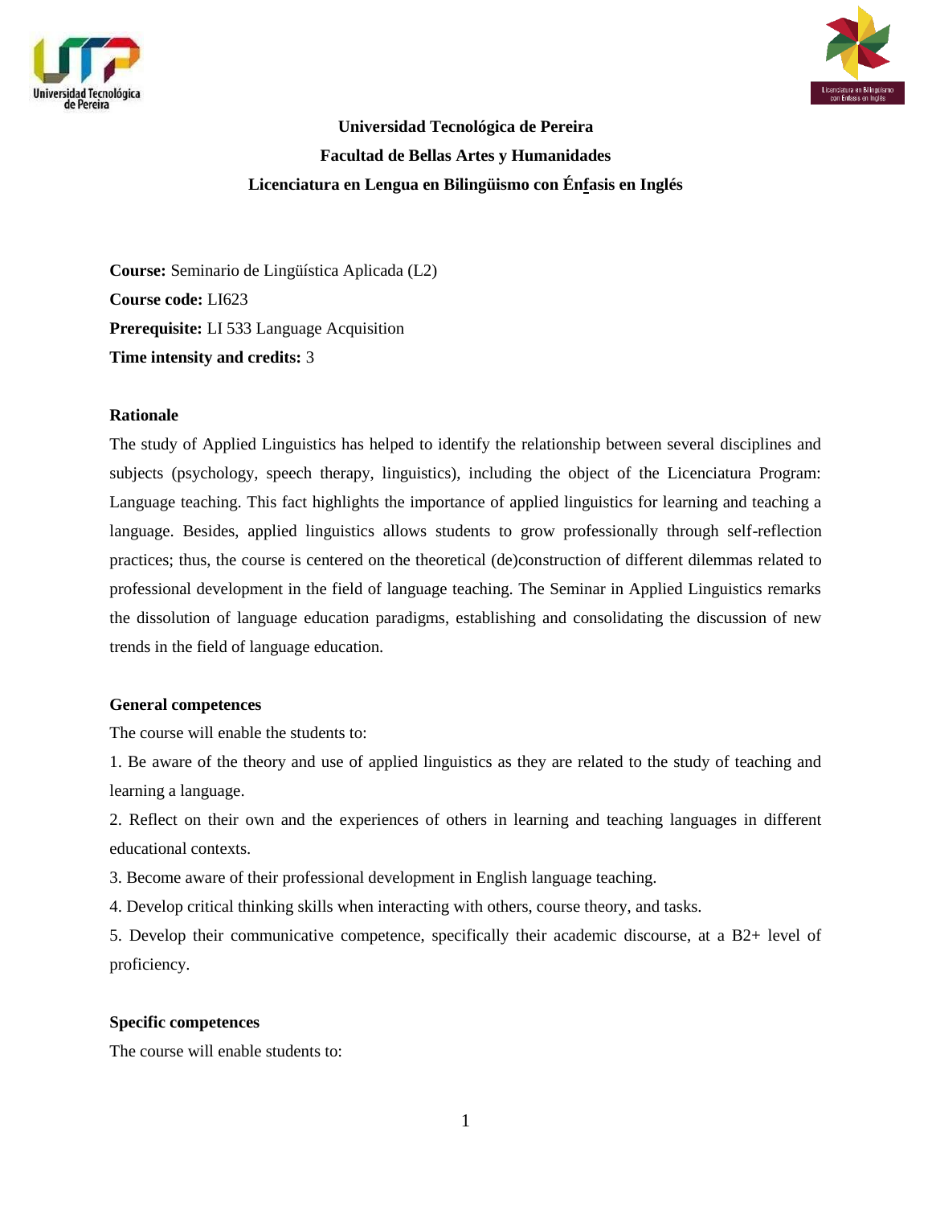**Universidad Tecnológica de Pereira**

**Facultad de Bellas Artes y Humanidades**

**Licenciatura en Lengua en Bilingüismo con Énfasis en Inglés**

**Course:** Seminario de Lingüística Aplicada (L2)

**Course code:** LI623

**Prerequisite:** LI 533 Language Acquisition

**Time intensity and credits:** 3

## Rationale

The study of Applied Linguistics has helped to identify the relationship between several disciplines and subjects (psychology, speech therapy, linguistics), including the object of the Licenciatura Program: Language teaching. This fact highlights the importance of applied linguistics for learning and teaching a language. Besides, applied linguistics allows students to grow professionally through self-reflection practices; thus, the course is centered on the theoretical (de)construction of different dilemmas related to professional development in the field of language teaching. The Seminar in Applied Linguistics remarks the dissolution of language education paradigms, establishing and consolidating the discussion of new trends in the field of language education.

## General competences

The course will enable the students to:

1. Be aware of the theory and use of applied linguistics as they are related to the study of teaching and learning a language.
2. Reflect on their own and the experiences of others in learning and teaching languages in different educational contexts.
3. Become aware of their professional development in English language teaching.
4. Develop critical thinking skills when interacting with others, course theory, and tasks.
5. Develop their communicative competence, specifically their academic discourse, at a B2+ level of proficiency.

## Specific competences

The course will enable students to: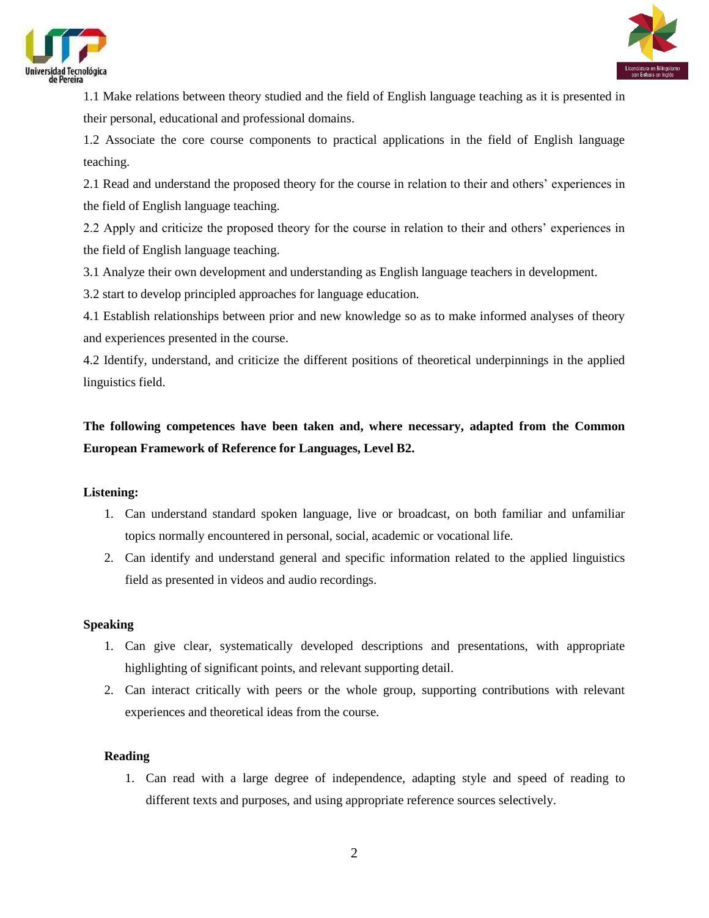1.1 Make relations between theory studied and the field of English language teaching as it is presented in their personal, educational and professional domains.

1.2 Associate the core course components to practical applications in the field of English language teaching.

2.1 Read and understand the proposed theory for the course in relation to their and others' experiences in the field of English language teaching.

2.2 Apply and criticize the proposed theory for the course in relation to their and others' experiences in the field of English language teaching.

3.1 Analyze their own development and understanding as English language teachers in development.

3.2 start to develop principled approaches for language education.

4.1 Establish relationships between prior and new knowledge so as to make informed analyses of theory and experiences presented in the course.

4.2 Identify, understand, and criticize the different positions of theoretical underpinnings in the applied linguistics field.

**The following competences have been taken and, where necessary, adapted from the Common European Framework of Reference for Languages, Level B2.**

**Listening:**

1. Can understand standard spoken language, live or broadcast, on both familiar and unfamiliar topics normally encountered in personal, social, academic or vocational life.
2. Can identify and understand general and specific information related to the applied linguistics field as presented in videos and audio recordings.

**Speaking**

1. Can give clear, systematically developed descriptions and presentations, with appropriate highlighting of significant points, and relevant supporting detail.
2. Can interact critically with peers or the whole group, supporting contributions with relevant experiences and theoretical ideas from the course.

**Reading**

1. Can read with a large degree of independence, adapting style and speed of reading to different texts and purposes, and using appropriate reference sources selectively.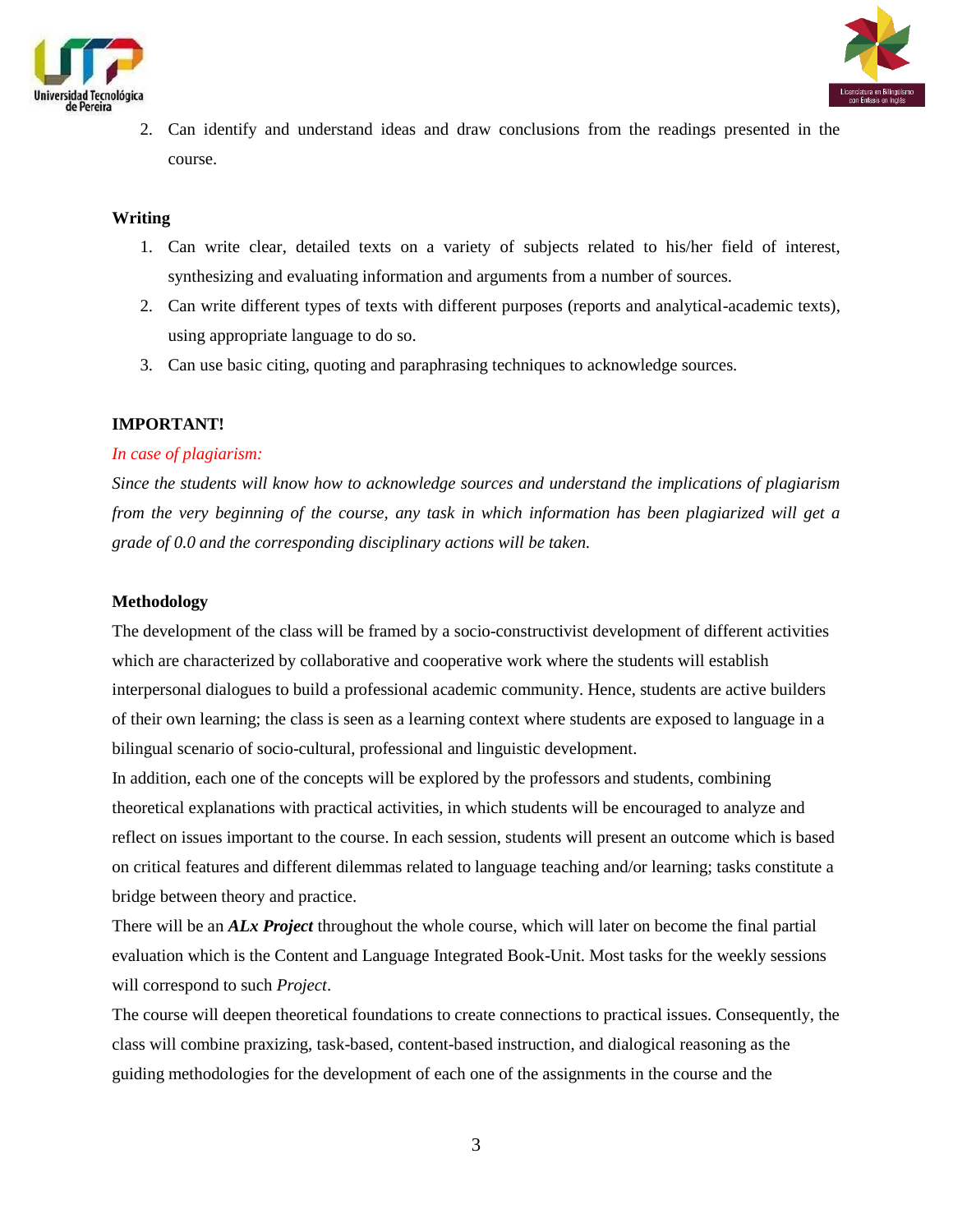2. Can identify and understand ideas and draw conclusions from the readings presented in the course.

**Writing**

1. Can write clear, detailed texts on a variety of subjects related to his/her field of interest, synthesizing and evaluating information and arguments from a number of sources.
2. Can write different types of texts with different purposes (reports and analytical-academic texts), using appropriate language to do so.
3. Can use basic citing, quoting and paraphrasing techniques to acknowledge sources.

**IMPORTANT!**

*In case of plagiarism:*

*Since the students will know how to acknowledge sources and understand the implications of plagiarism from the very beginning of the course, any task in which information has been plagiarized will get a grade of 0.0 and the corresponding disciplinary actions will be taken.*

**Methodology**

The development of the class will be framed by a socio-constructivist development of different activities which are characterized by collaborative and cooperative work where the students will establish interpersonal dialogues to build a professional academic community. Hence, students are active builders of their own learning; the class is seen as a learning context where students are exposed to language in a bilingual scenario of socio-cultural, professional and linguistic development.

In addition, each one of the concepts will be explored by the professors and students, combining theoretical explanations with practical activities, in which students will be encouraged to analyze and reflect on issues important to the course. In each session, students will present an outcome which is based on critical features and different dilemmas related to language teaching and/or learning; tasks constitute a bridge between theory and practice.

There will be an ***ALx Project*** throughout the whole course, which will later on become the final partial evaluation which is the Content and Language Integrated Book-Unit. Most tasks for the weekly sessions will correspond to such *Project*.

The course will deepen theoretical foundations to create connections to practical issues. Consequently, the class will combine praxizing, task-based, content-based instruction, and dialogical reasoning as the guiding methodologies for the development of each one of the assignments in the course and the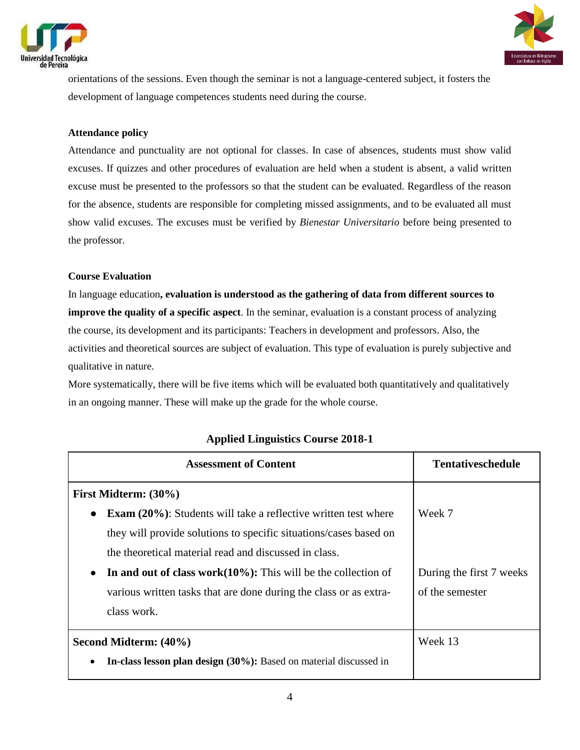orientations of the sessions. Even though the seminar is not a language-centered subject, it fosters the development of language competences students need during the course.

**Attendance policy**

Attendance and punctuality are not optional for classes. In case of absences, students must show valid excuses. If quizzes and other procedures of evaluation are held when a student is absent, a valid written excuse must be presented to the professors so that the student can be evaluated. Regardless of the reason for the absence, students are responsible for completing missed assignments, and to be evaluated all must show valid excuses. The excuses must be verified by *Bienestar Universitario* before being presented to the professor.

**Course Evaluation**

In language education**, evaluation is understood as the gathering of data from different sources to improve the quality of a specific aspect**. In the seminar, evaluation is a constant process of analyzing the course, its development and its participants: Teachers in development and professors. Also, the activities and theoretical sources are subject of evaluation. This type of evaluation is purely subjective and qualitative in nature.

More systematically, there will be five items which will be evaluated both quantitatively and qualitatively in an ongoing manner. These will make up the grade for the whole course.

**Applied Linguistics Course 2018-1**

| Assessment of Content | Tentativeschedule |
| --- | --- |
| **First Midterm: (30%)** | |
| • **Exam (20%)**: Students will take a reflective written test where they will provide solutions to specific situations/cases based on the theoretical material read and discussed in class. | Week 7 |
| • **In and out of class work(10%):** This will be the collection of various written tasks that are done during the class or as extra-class work. | During the first 7 weeks of the semester |
| **Second Midterm: (40%)** | Week 13 |
| • **In-class lesson plan design (30%):** Based on material discussed in | |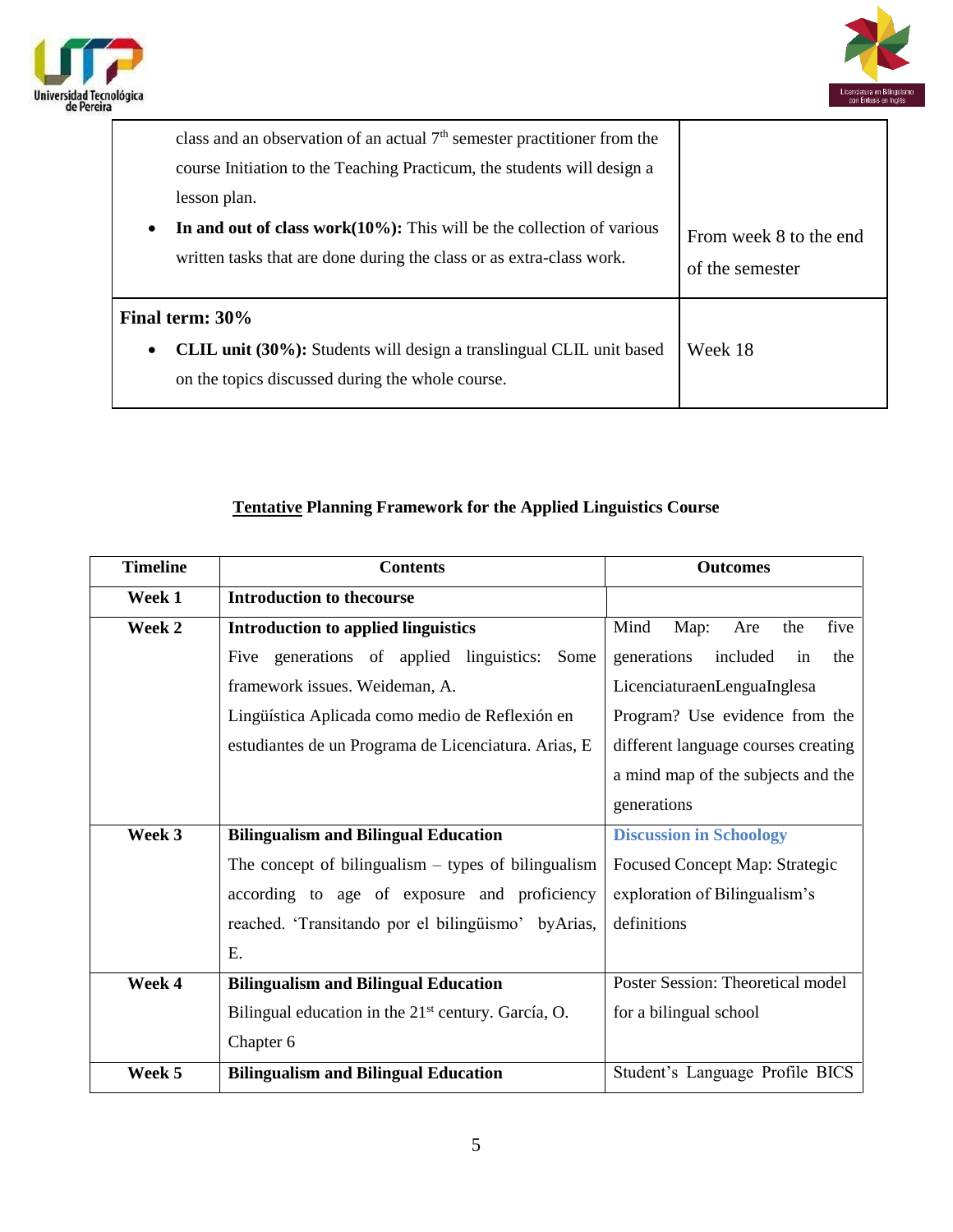| | |
|---|---|
| class and an observation of an actual 7th semester practitioner from the course Initiation to the Teaching Practicum, the students will design a lesson plan.<br>• **In and out of class work(10%):** This will be the collection of various written tasks that are done during the class or as extra-class work. | From week 8 to the end of the semester |
| **Final term: 30%**<br>• **CLIL unit (30%):** Students will design a translingual CLIL unit based on the topics discussed during the whole course. | Week 18 |

**<u>Tentative</u> Planning Framework for the Applied Linguistics Course**

| Timeline | Contents | Outcomes |
|---|---|---|
| **Week 1** | **Introduction to thecourse** | |
| **Week 2** | **Introduction to applied linguistics**<br>Five generations of applied linguistics: Some framework issues. Weideman, A.<br>Lingüística Aplicada como medio de Reflexión en estudiantes de un Programa de Licenciatura. Arias, E | Mind Map: Are the five generations included in the LicenciaturaenLenguaInglesa Program? Use evidence from the different language courses creating a mind map of the subjects and the generations |
| **Week 3** | **Bilingualism and Bilingual Education**<br>The concept of bilingualism – types of bilingualism according to age of exposure and proficiency reached. 'Transitando por el bilingüismo' byArias, E. | **Discussion in Schoology**<br>Focused Concept Map: Strategic exploration of Bilingualism's definitions |
| **Week 4** | **Bilingualism and Bilingual Education**<br>Bilingual education in the 21st century. García, O. Chapter 6 | Poster Session: Theoretical model for a bilingual school |
| **Week 5** | **Bilingualism and Bilingual Education** | Student's Language Profile BICS |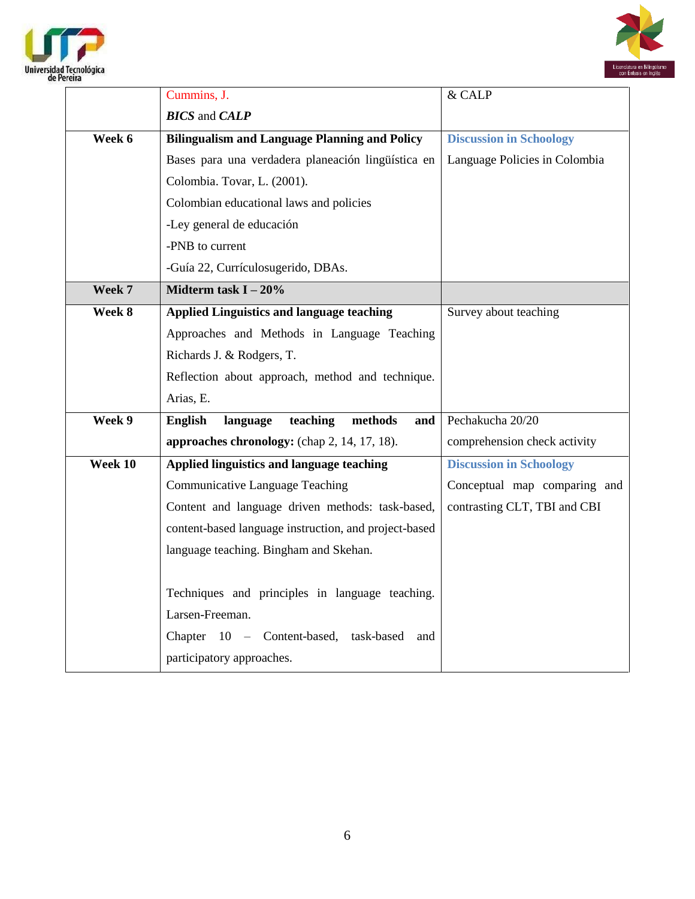| | | |
|---|---|---|
| | Cummins, J.<br>***BICS*** and ***CALP*** | & CALP |
| **Week 6** | **Bilingualism and Language Planning and Policy**<br>Bases para una verdadera planeación lingüística en Colombia. Tovar, L. (2001).<br>Colombian educational laws and policies<br>-Ley general de educación<br>-PNB to current<br>-Guía 22, Currículosugerido, DBAs. | **Discussion in Schoology**<br>Language Policies in Colombia |
| **Week 7** | **Midterm task I – 20%** | |
| **Week 8** | **Applied Linguistics and language teaching**<br>Approaches and Methods in Language Teaching Richards J. & Rodgers, T.<br>Reflection about approach, method and technique. Arias, E. | Survey about teaching |
| **Week 9** | **English language teaching methods and approaches chronology:** (chap 2, 14, 17, 18). | Pechakucha 20/20<br>comprehension check activity |
| **Week 10** | **Applied linguistics and language teaching**<br>Communicative Language Teaching<br>Content and language driven methods: task-based, content-based language instruction, and project-based language teaching. Bingham and Skehan.<br><br>Techniques and principles in language teaching. Larsen-Freeman.<br>Chapter 10 – Content-based, task-based and participatory approaches. | **Discussion in Schoology**<br>Conceptual map comparing and contrasting CLT, TBI and CBI |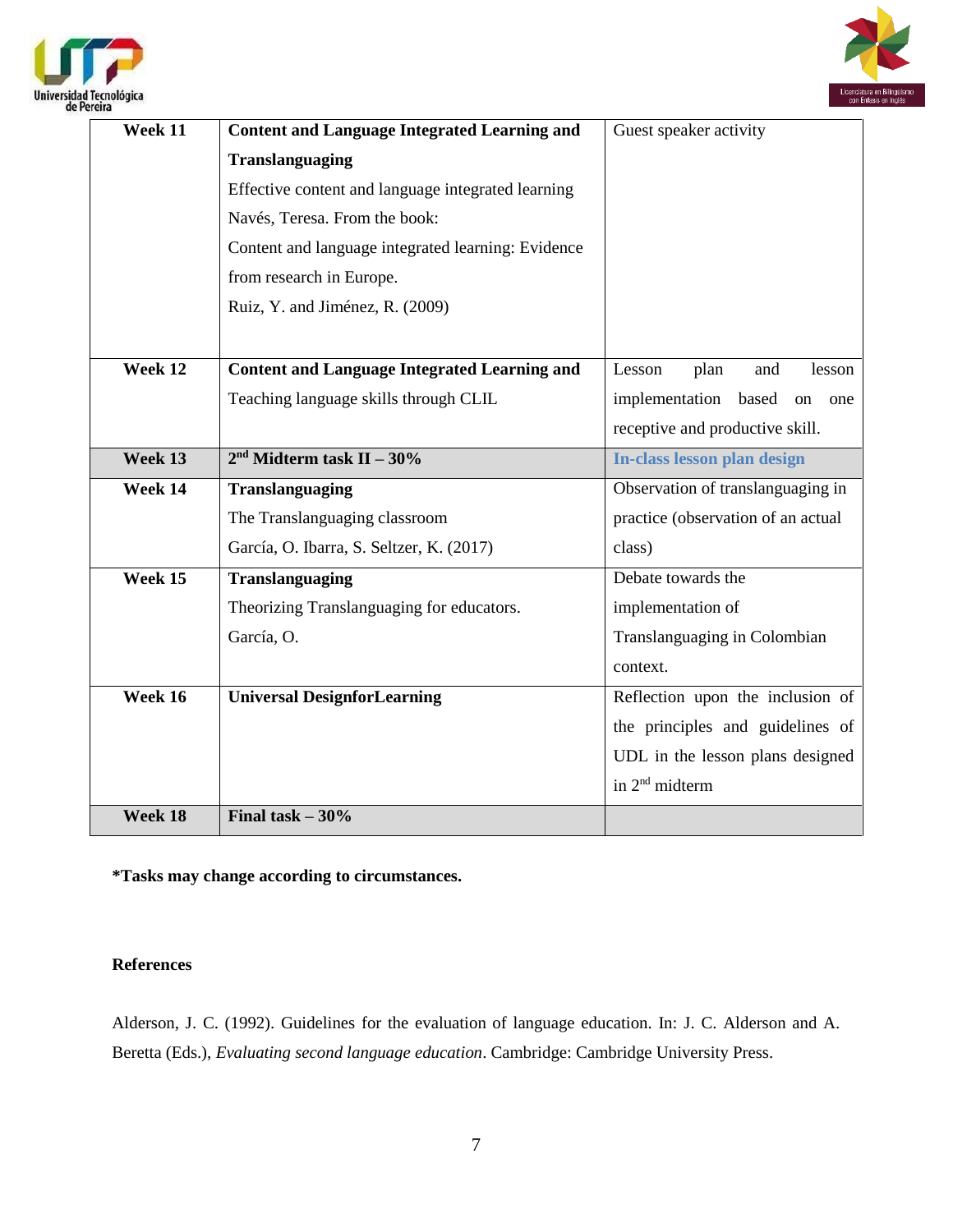| | | |
|---|---|---|
| **Week 11** | **Content and Language Integrated Learning and Translanguaging**<br>Effective content and language integrated learning<br>Navés, Teresa. From the book:<br>Content and language integrated learning: Evidence from research in Europe.<br>Ruiz, Y. and Jiménez, R. (2009) | Guest speaker activity |
| **Week 12** | **Content and Language Integrated Learning and**<br>Teaching language skills through CLIL | Lesson plan and lesson implementation based on one receptive and productive skill. |
| **Week 13** | **2nd Midterm task II – 30%** | **In-class lesson plan design** |
| **Week 14** | **Translanguaging**<br>The Translanguaging classroom<br>García, O. Ibarra, S. Seltzer, K. (2017) | Observation of translanguaging in practice (observation of an actual class) |
| **Week 15** | **Translanguaging**<br>Theorizing Translanguaging for educators.<br>García, O. | Debate towards the implementation of Translanguaging in Colombian context. |
| **Week 16** | **Universal DesignforLearning** | Reflection upon the inclusion of the principles and guidelines of UDL in the lesson plans designed in 2nd midterm |
| **Week 18** | **Final task – 30%** | |

**\*Tasks may change according to circumstances.**

**References**

Alderson, J. C. (1992). Guidelines for the evaluation of language education. In: J. C. Alderson and A. Beretta (Eds.), *Evaluating second language education*. Cambridge: Cambridge University Press.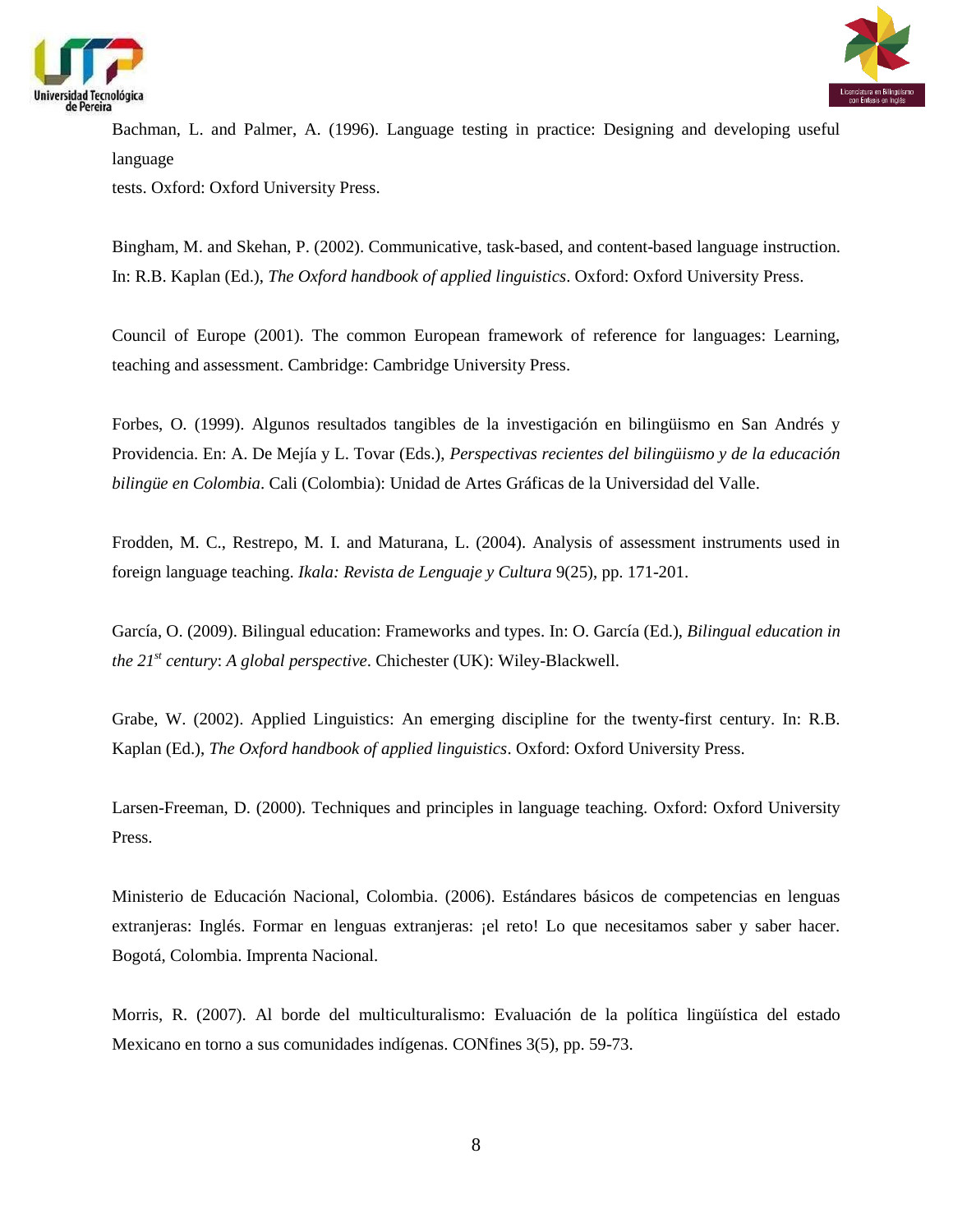Bachman, L. and Palmer, A. (1996). Language testing in practice: Designing and developing useful language tests. Oxford: Oxford University Press.

Bingham, M. and Skehan, P. (2002). Communicative, task-based, and content-based language instruction. In: R.B. Kaplan (Ed.), *The Oxford handbook of applied linguistics*. Oxford: Oxford University Press.

Council of Europe (2001). The common European framework of reference for languages: Learning, teaching and assessment. Cambridge: Cambridge University Press.

Forbes, O. (1999). Algunos resultados tangibles de la investigación en bilingüismo en San Andrés y Providencia. En: A. De Mejía y L. Tovar (Eds.), *Perspectivas recientes del bilingüismo y de la educación bilingüe en Colombia*. Cali (Colombia): Unidad de Artes Gráficas de la Universidad del Valle.

Frodden, M. C., Restrepo, M. I. and Maturana, L. (2004). Analysis of assessment instruments used in foreign language teaching. *Ikala: Revista de Lenguaje y Cultura* 9(25), pp. 171-201.

García, O. (2009). Bilingual education: Frameworks and types. In: O. García (Ed.), *Bilingual education in the 21st century*: *A global perspective*. Chichester (UK): Wiley-Blackwell.

Grabe, W. (2002). Applied Linguistics: An emerging discipline for the twenty-first century. In: R.B. Kaplan (Ed.), *The Oxford handbook of applied linguistics*. Oxford: Oxford University Press.

Larsen-Freeman, D. (2000). Techniques and principles in language teaching. Oxford: Oxford University Press.

Ministerio de Educación Nacional, Colombia. (2006). Estándares básicos de competencias en lenguas extranjeras: Inglés. Formar en lenguas extranjeras: ¡el reto! Lo que necesitamos saber y saber hacer. Bogotá, Colombia. Imprenta Nacional.

Morris, R. (2007). Al borde del multiculturalismo: Evaluación de la política lingüística del estado Mexicano en torno a sus comunidades indígenas. CONfines 3(5), pp. 59-73.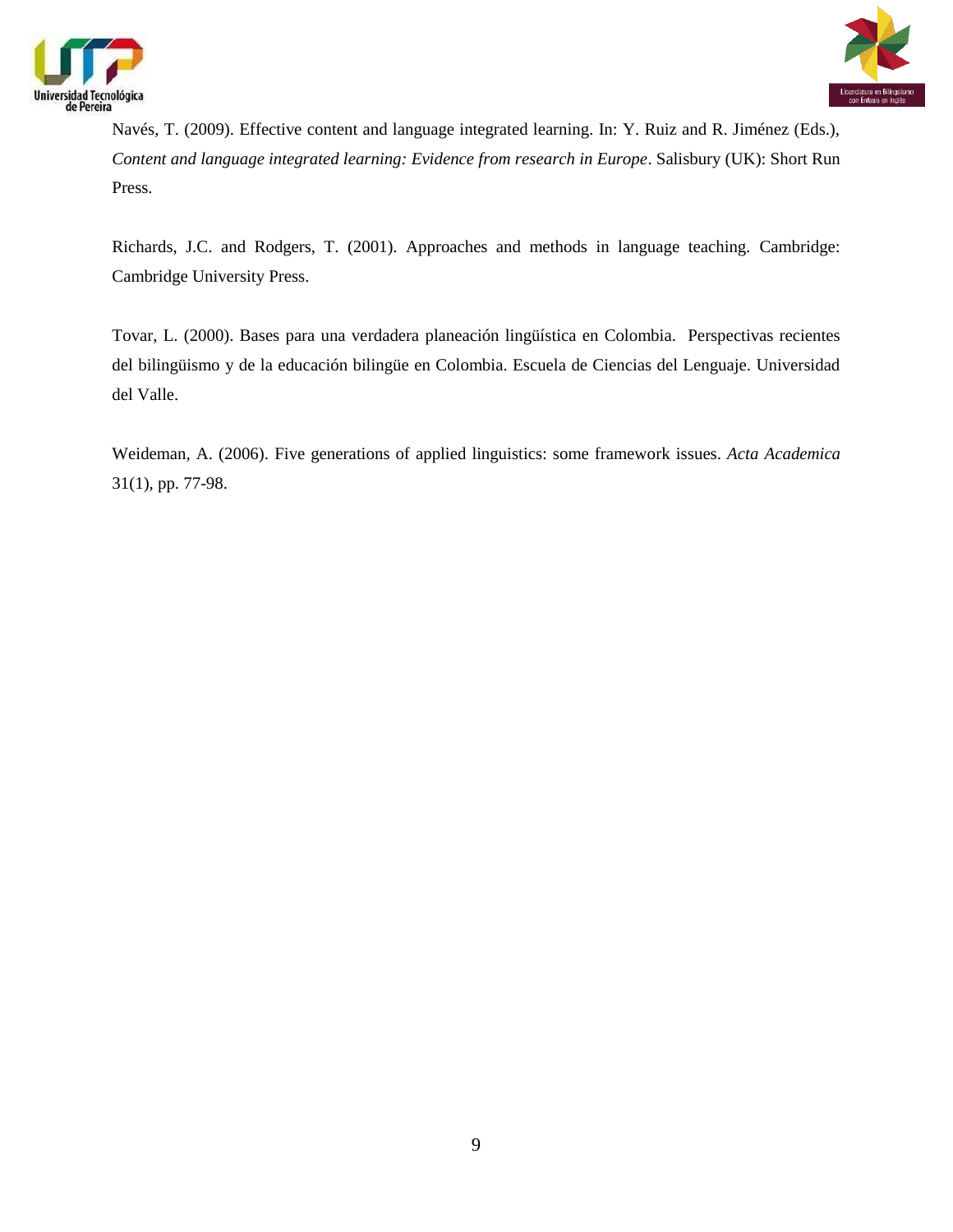Navés, T. (2009). Effective content and language integrated learning. In: Y. Ruiz and R. Jiménez (Eds.), *Content and language integrated learning: Evidence from research in Europe*. Salisbury (UK): Short Run Press.

Richards, J.C. and Rodgers, T. (2001). Approaches and methods in language teaching. Cambridge: Cambridge University Press.

Tovar, L. (2000). Bases para una verdadera planeación lingüística en Colombia. Perspectivas recientes del bilingüismo y de la educación bilingüe en Colombia. Escuela de Ciencias del Lenguaje. Universidad del Valle.

Weideman, A. (2006). Five generations of applied linguistics: some framework issues. *Acta Academica* 31(1), pp. 77-98.